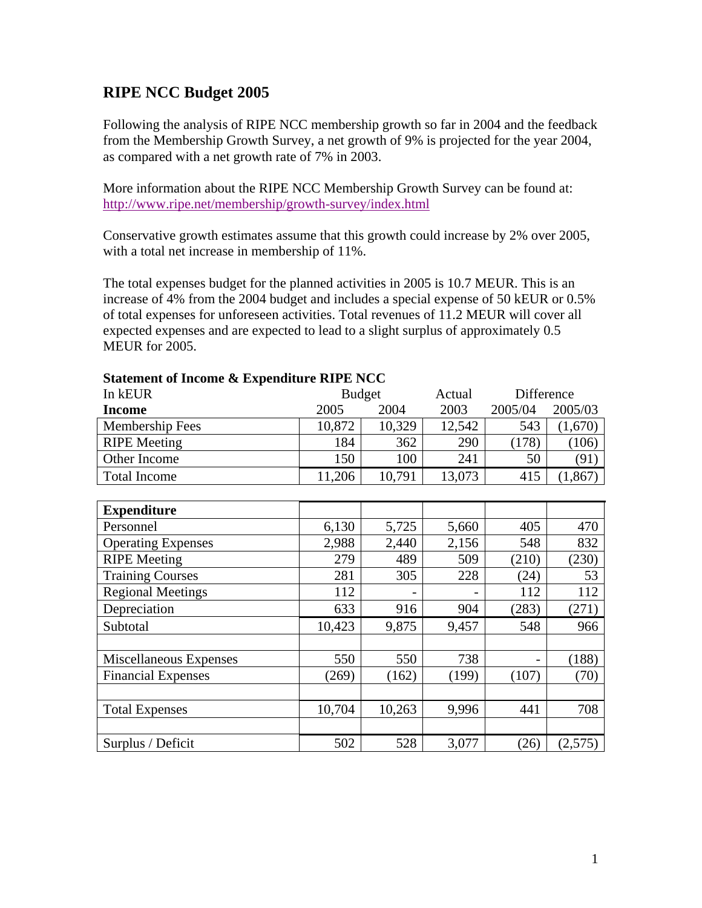# RIPE NCC Budget 2005

Following the analysis of RIPE NCC membership growth so far in 2004 and the feedback from the Membership Growth Survey, a net growth of 9% is projected for the year 2004, as compared with a net growth rate of 7% in 2003.

More information about the RIPE NCC Membership Growth Survey can be found at: http://www.ripe.net/membership/growth-survey/index.html

Conservative growth estimates assume that this growth could increase by 2% over 2005, with a total net increase in membership of 11%.

The total expenses budget for the planned activities in 2005 is 10.7 MEUR. This is an increase of 4% from the 2004 budget and includes a special expense of 50 kEUR or 0.5% of total expenses for unforeseen activities. Total revenues of 11.2 MEUR will cover all expected expenses and are expected to lead to a slight surplus of approximately 0.5 MEUR for 2005.

**Statement of Income & Expenditure RIPE NCC**

| In kEUR | Budget | | Actual | Difference | |
|---|---|---|---|---|---|
| **Income** | 2005 | 2004 | 2003 | 2005/04 | 2005/03 |
| Membership Fees | 10,872 | 10,329 | 12,542 | 543 | (1,670) |
| RIPE Meeting | 184 | 362 | 290 | (178) | (106) |
| Other Income | 150 | 100 | 241 | 50 | (91) |
| Total Income | 11,206 | 10,791 | 13,073 | 415 | (1,867) |
| | | | | | |
| **Expenditure** | | | | | |
| Personnel | 6,130 | 5,725 | 5,660 | 405 | 470 |
| Operating Expenses | 2,988 | 2,440 | 2,156 | 548 | 832 |
| RIPE Meeting | 279 | 489 | 509 | (210) | (230) |
| Training Courses | 281 | 305 | 228 | (24) | 53 |
| Regional Meetings | 112 | - | - | 112 | 112 |
| Depreciation | 633 | 916 | 904 | (283) | (271) |
| Subtotal | 10,423 | 9,875 | 9,457 | 548 | 966 |
| | | | | | |
| Miscellaneous Expenses | 550 | 550 | 738 | - | (188) |
| Financial Expenses | (269) | (162) | (199) | (107) | (70) |
| | | | | | |
| Total Expenses | 10,704 | 10,263 | 9,996 | 441 | 708 |
| | | | | | |
| Surplus / Deficit | 502 | 528 | 3,077 | (26) | (2,575) |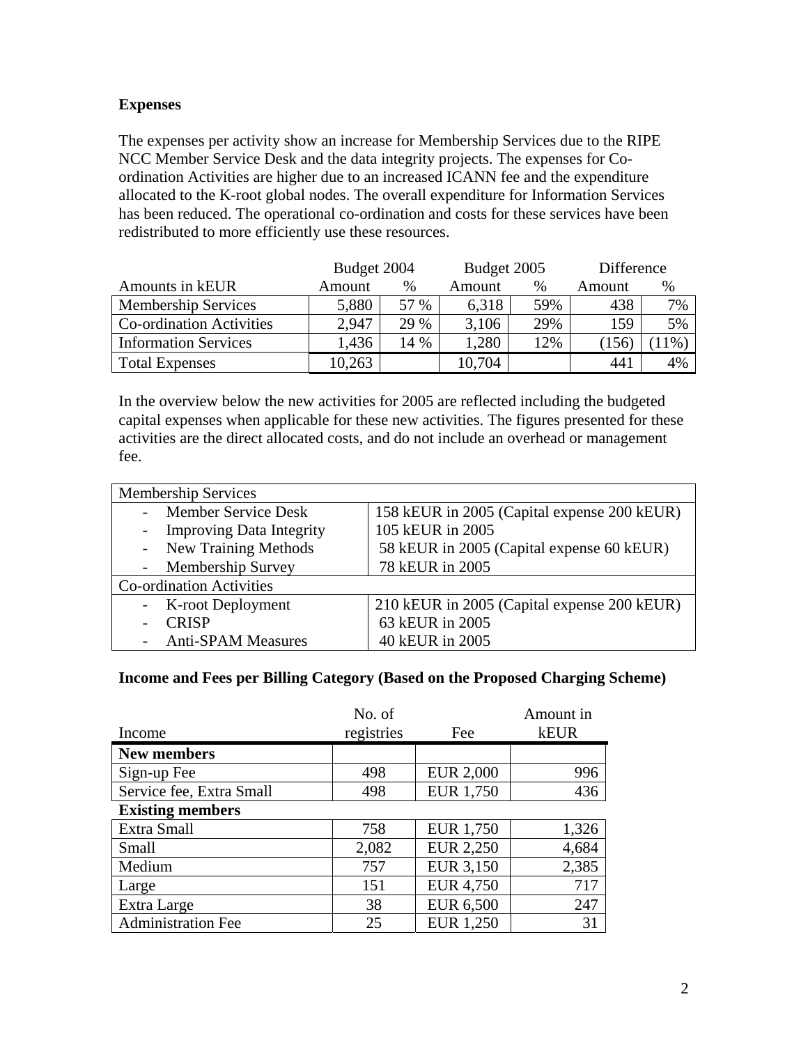## Expenses

The expenses per activity show an increase for Membership Services due to the RIPE NCC Member Service Desk and the data integrity projects. The expenses for Co-ordination Activities are higher due to an increased ICANN fee and the expenditure allocated to the K-root global nodes. The overall expenditure for Information Services has been reduced. The operational co-ordination and costs for these services have been redistributed to more efficiently use these resources.

| | Budget 2004 | | Budget 2005 | | Difference | |
|---|---|---|---|---|---|---|
| Amounts in kEUR | Amount | % | Amount | % | Amount | % |
| Membership Services | 5,880 | 57 % | 6,318 | 59% | 438 | 7% |
| Co-ordination Activities | 2,947 | 29 % | 3,106 | 29% | 159 | 5% |
| Information Services | 1,436 | 14 % | 1,280 | 12% | (156) | (11%) |
| Total Expenses | 10,263 | | 10,704 | | 441 | 4% |

In the overview below the new activities for 2005 are reflected including the budgeted capital expenses when applicable for these new activities. The figures presented for these activities are the direct allocated costs, and do not include an overhead or management fee.

| Membership Services | |
|---|---|
| - Member Service Desk | 158 kEUR in 2005 (Capital expense 200 kEUR) |
| - Improving Data Integrity | 105 kEUR in 2005 |
| - New Training Methods | 58 kEUR in 2005 (Capital expense 60 kEUR) |
| - Membership Survey | 78 kEUR in 2005 |
| **Co-ordination Activities** | |
| - K-root Deployment | 210 kEUR in 2005 (Capital expense 200 kEUR) |
| - CRISP | 63 kEUR in 2005 |
| - Anti-SPAM Measures | 40 kEUR in 2005 |

## Income and Fees per Billing Category (Based on the Proposed Charging Scheme)

| Income | No. of registries | Fee | Amount in kEUR |
|---|---|---|---|
| **New members** | | | |
| Sign-up Fee | 498 | EUR 2,000 | 996 |
| Service fee, Extra Small | 498 | EUR 1,750 | 436 |
| **Existing members** | | | |
| Extra Small | 758 | EUR 1,750 | 1,326 |
| Small | 2,082 | EUR 2,250 | 4,684 |
| Medium | 757 | EUR 3,150 | 2,385 |
| Large | 151 | EUR 4,750 | 717 |
| Extra Large | 38 | EUR 6,500 | 247 |
| Administration Fee | 25 | EUR 1,250 | 31 |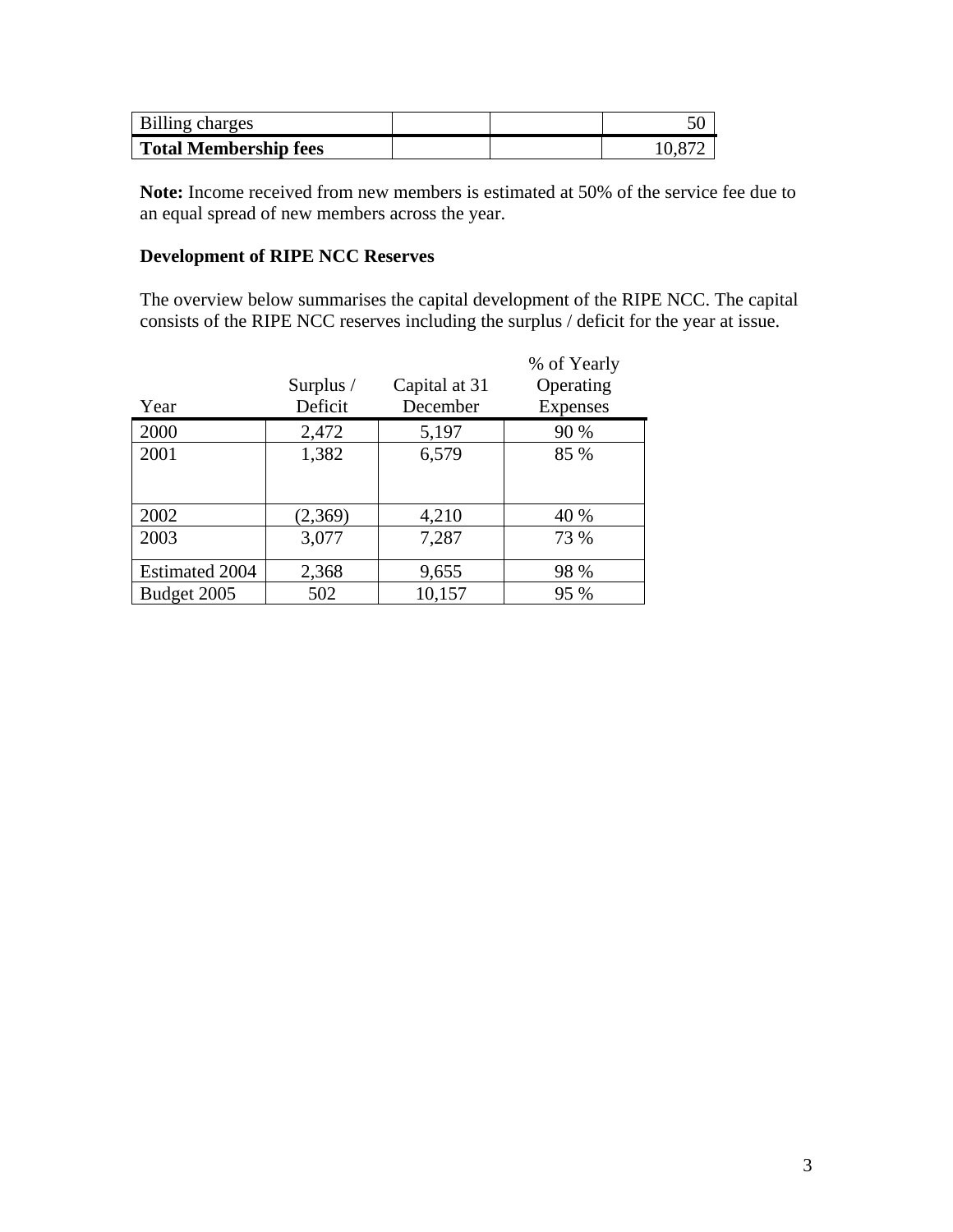| | | | |
|---|---|---|---|
| Billing charges | | | 50 |
| **Total Membership fees** | | | 10,872 |

**Note:** Income received from new members is estimated at 50% of the service fee due to an equal spread of new members across the year.

**Development of RIPE NCC Reserves**

The overview below summarises the capital development of the RIPE NCC. The capital consists of the RIPE NCC reserves including the surplus / deficit for the year at issue.

| Year | Surplus / Deficit | Capital at 31 December | % of Yearly Operating Expenses |
|---|---|---|---|
| 2000 | 2,472 | 5,197 | 90 % |
| 2001 | 1,382 | 6,579 | 85 % |
| 2002 | (2,369) | 4,210 | 40 % |
| 2003 | 3,077 | 7,287 | 73 % |
| Estimated 2004 | 2,368 | 9,655 | 98 % |
| Budget 2005 | 502 | 10,157 | 95 % |